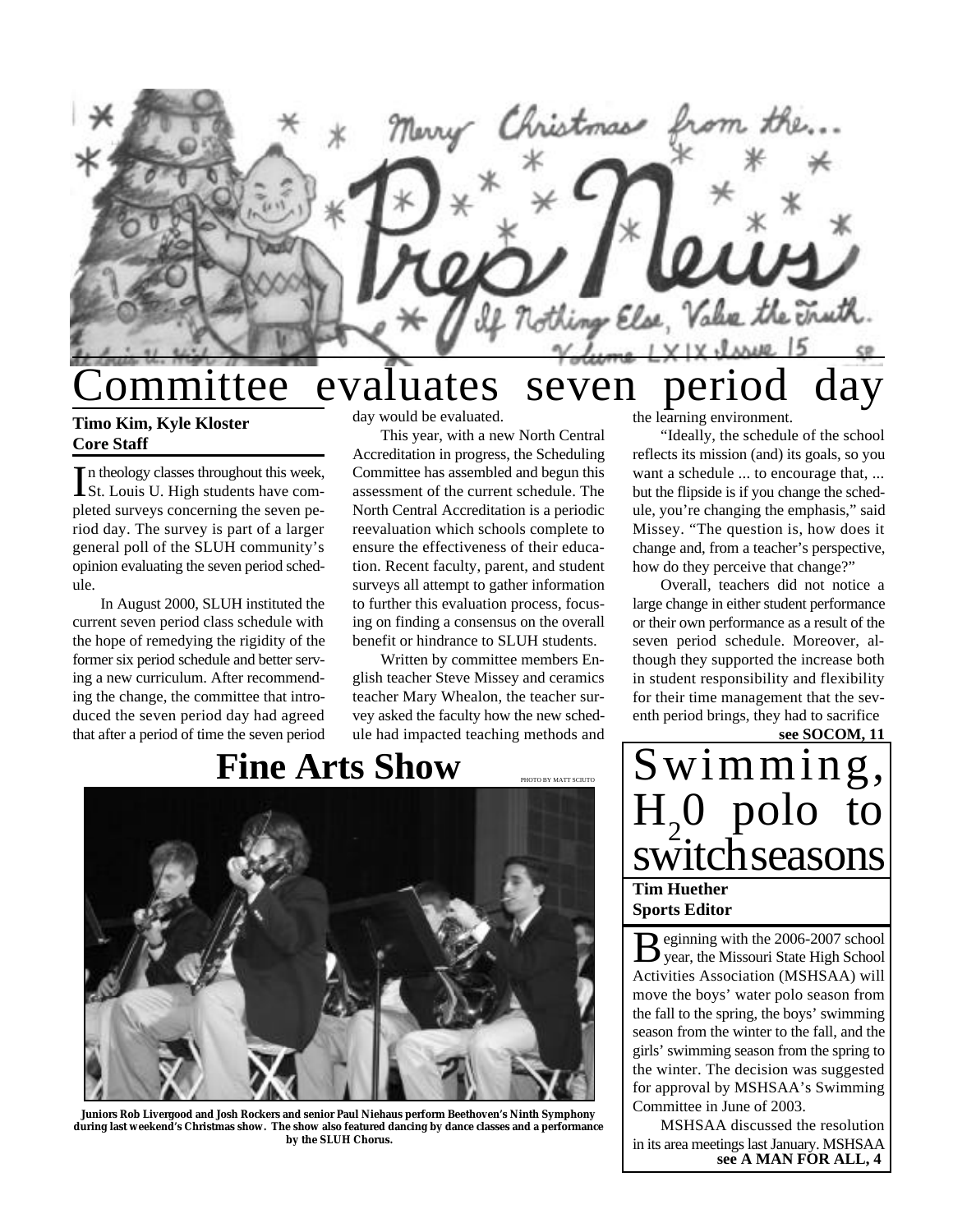Merry Christmas from the...

# Prep News

If Nothing Else, Value the Truth.

Volume LXIX Issue 15

# Committee evaluates seven period day

**Timo Kim, Kyle Kloster**
**Core Staff**

In theology classes throughout this week, St. Louis U. High students have completed surveys concerning the seven period day. The survey is part of a larger general poll of the SLUH community's opinion evaluating the seven period schedule.

In August 2000, SLUH instituted the current seven period class schedule with the hope of remedying the rigidity of the former six period schedule and better serving a new curriculum. After recommending the change, the committee that introduced the seven period day had agreed that after a period of time the seven period day would be evaluated.

This year, with a new North Central Accreditation in progress, the Scheduling Committee has assembled and begun this assessment of the current schedule. The North Central Accreditation is a periodic reevaluation which schools complete to ensure the effectiveness of their education. Recent faculty, parent, and student surveys all attempt to gather information to further this evaluation process, focusing on finding a consensus on the overall benefit or hindrance to SLUH students.

Written by committee members English teacher Steve Missey and ceramics teacher Mary Whealon, the teacher survey asked the faculty how the new schedule had impacted teaching methods and the learning environment.

"Ideally, the schedule of the school reflects its mission (and) its goals, so you want a schedule ... to encourage that, ... but the flipside is if you change the schedule, you're changing the emphasis," said Missey. "The question is, how does it change and, from a teacher's perspective, how do they perceive that change?"

Overall, teachers did not notice a large change in either student performance or their own performance as a result of the seven period schedule. Moreover, although they supported the increase both in student responsibility and flexibility for their time management that the seventh period brings, they had to sacrifice

**see SOCOM, 11**

## Fine Arts Show

PHOTO BY MATT SCIUTO

**Juniors Rob Livergood and Josh Rockers and senior Paul Niehaus perform Beethoven's Ninth Symphony during last weekend's Christmas show. The show also featured dancing by dance classes and a performance by the SLUH Chorus.**

# Swimming, $H_20$ polo to switch seasons

**Tim Huether**
**Sports Editor**

Beginning with the 2006-2007 school year, the Missouri State High School Activities Association (MSHSAA) will move the boys' water polo season from the fall to the spring, the boys' swimming season from the winter to the fall, and the girls' swimming season from the spring to the winter. The decision was suggested for approval by MSHSAA's Swimming Committee in June of 2003.

MSHSAA discussed the resolution in its area meetings last January. MSHSAA

**see A MAN FOR ALL, 4**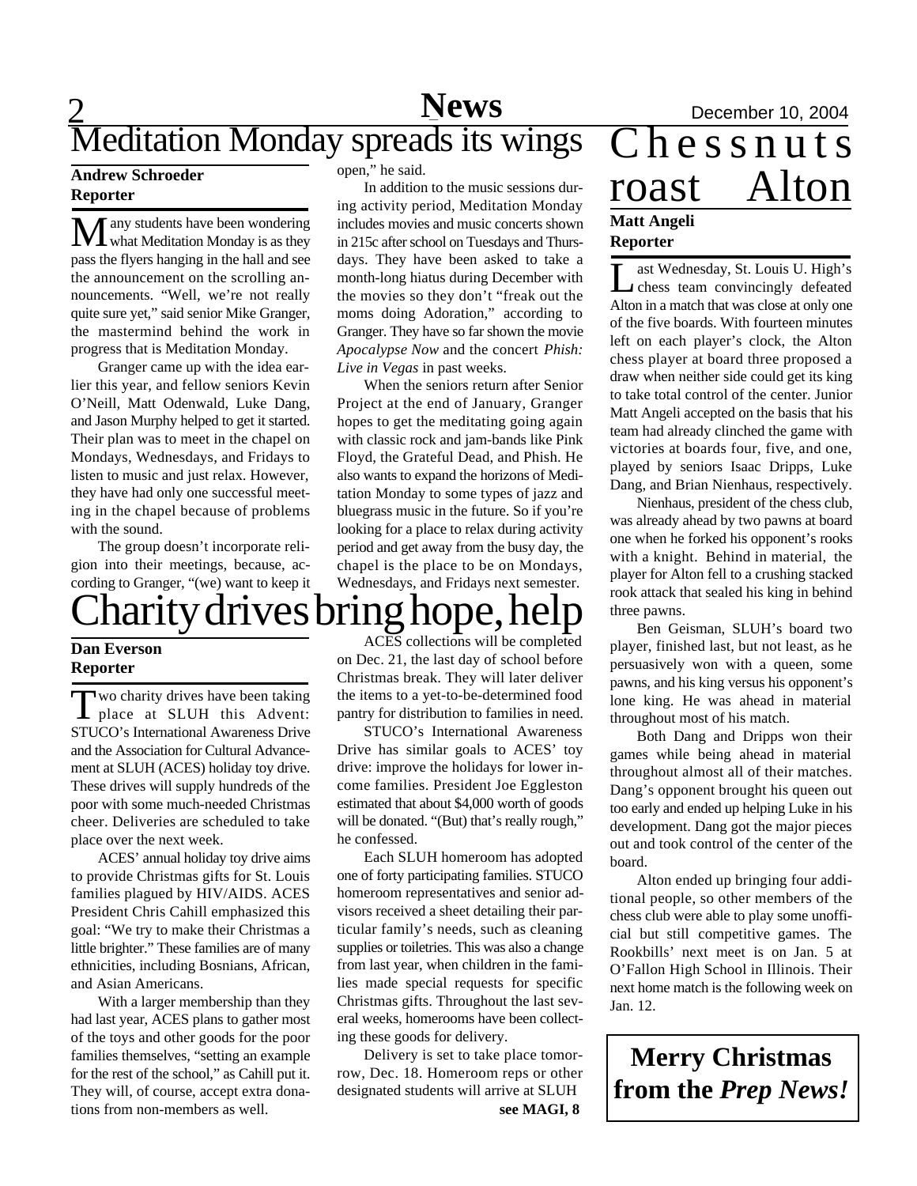# Meditation Monday spreads its wings

**Andrew Schroeder**
**Reporter**

Many students have been wondering what Meditation Monday is as they pass the flyers hanging in the hall and see the announcement on the scrolling announcements. "Well, we're not really quite sure yet," said senior Mike Granger, the mastermind behind the work in progress that is Meditation Monday.

Granger came up with the idea earlier this year, and fellow seniors Kevin O'Neill, Matt Odenwald, Luke Dang, and Jason Murphy helped to get it started. Their plan was to meet in the chapel on Mondays, Wednesdays, and Fridays to listen to music and just relax. However, they have had only one successful meeting in the chapel because of problems with the sound.

The group doesn't incorporate religion into their meetings, because, according to Granger, "(we) want to keep it open," he said.

In addition to the music sessions during activity period, Meditation Monday includes movies and music concerts shown in 215c after school on Tuesdays and Thursdays. They have been asked to take a month-long hiatus during December with the movies so they don't "freak out the moms doing Adoration," according to Granger. They have so far shown the movie *Apocalypse Now* and the concert *Phish: Live in Vegas* in past weeks.

When the seniors return after Senior Project at the end of January, Granger hopes to get the meditating going again with classic rock and jam-bands like Pink Floyd, the Grateful Dead, and Phish. He also wants to expand the horizons of Meditation Monday to some types of jazz and bluegrass music in the future. So if you're looking for a place to relax during activity period and get away from the busy day, the chapel is the place to be on Mondays, Wednesdays, and Fridays next semester.

# Charity drives bring hope, help

**Dan Everson**
**Reporter**

Two charity drives have been taking place at SLUH this Advent: STUCO's International Awareness Drive and the Association for Cultural Advancement at SLUH (ACES) holiday toy drive. These drives will supply hundreds of the poor with some much-needed Christmas cheer. Deliveries are scheduled to take place over the next week.

ACES' annual holiday toy drive aims to provide Christmas gifts for St. Louis families plagued by HIV/AIDS. ACES President Chris Cahill emphasized this goal: "We try to make their Christmas a little brighter." These families are of many ethnicities, including Bosnians, African, and Asian Americans.

With a larger membership than they had last year, ACES plans to gather most of the toys and other goods for the poor families themselves, "setting an example for the rest of the school," as Cahill put it. They will, of course, accept extra donations from non-members as well.

ACES collections will be completed on Dec. 21, the last day of school before Christmas break. They will later deliver the items to a yet-to-be-determined food pantry for distribution to families in need.

STUCO's International Awareness Drive has similar goals to ACES' toy drive: improve the holidays for lower income families. President Joe Eggleston estimated that about $4,000 worth of goods will be donated. "(But) that's really rough," he confessed.

Each SLUH homeroom has adopted one of forty participating families. STUCO homeroom representatives and senior advisors received a sheet detailing their particular family's needs, such as cleaning supplies or toiletries. This was also a change from last year, when children in the families made special requests for specific Christmas gifts. Throughout the last several weeks, homerooms have been collecting these goods for delivery.

Delivery is set to take place tomorrow, Dec. 18. Homeroom reps or other designated students will arrive at SLUH

**see MAGI, 8**

# Chessnuts roast Alton

**Matt Angeli**
**Reporter**

Last Wednesday, St. Louis U. High's chess team convincingly defeated Alton in a match that was close at only one of the five boards. With fourteen minutes left on each player's clock, the Alton chess player at board three proposed a draw when neither side could get its king to take total control of the center. Junior Matt Angeli accepted on the basis that his team had already clinched the game with victories at boards four, five, and one, played by seniors Isaac Dripps, Luke Dang, and Brian Nienhaus, respectively.

Nienhaus, president of the chess club, was already ahead by two pawns at board one when he forked his opponent's rooks with a knight. Behind in material, the player for Alton fell to a crushing stacked rook attack that sealed his king in behind three pawns.

Ben Geisman, SLUH's board two player, finished last, but not least, as he persuasively won with a queen, some pawns, and his king versus his opponent's lone king. He was ahead in material throughout most of his match.

Both Dang and Dripps won their games while being ahead in material throughout almost all of their matches. Dang's opponent brought his queen out too early and ended up helping Luke in his development. Dang got the major pieces out and took control of the center of the board.

Alton ended up bringing four additional people, so other members of the chess club were able to play some unofficial but still competitive games. The Rookbills' next meet is on Jan. 5 at O'Fallon High School in Illinois. Their next home match is the following week on Jan. 12.

**Merry Christmas from the *Prep News!***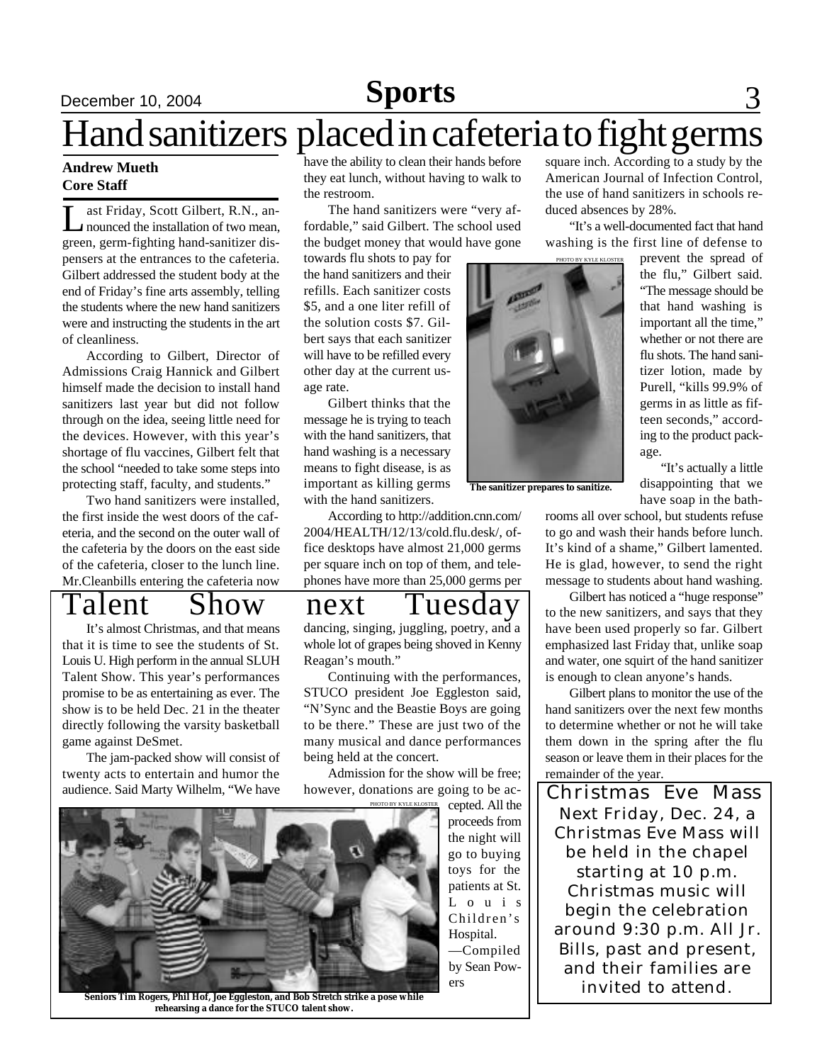# Hand sanitizers placed in cafeteria to fight germs

**Andrew Mueth**
**Core Staff**

Last Friday, Scott Gilbert, R.N., announced the installation of two mean, green, germ-fighting hand-sanitizer dispensers at the entrances to the cafeteria. Gilbert addressed the student body at the end of Friday's fine arts assembly, telling the students where the new hand sanitizers were and instructing the students in the art of cleanliness.

According to Gilbert, Director of Admissions Craig Hannick and Gilbert himself made the decision to install hand sanitizers last year but did not follow through on the idea, seeing little need for the devices. However, with this year's shortage of flu vaccines, Gilbert felt that the school "needed to take some steps into protecting staff, faculty, and students."

Two hand sanitizers were installed, the first inside the west doors of the cafeteria, and the second on the outer wall of the cafeteria by the doors on the east side of the cafeteria, closer to the lunch line. Mr.Cleanbills entering the cafeteria now have the ability to clean their hands before they eat lunch, without having to walk to the restroom.

The hand sanitizers were "very affordable," said Gilbert. The school used the budget money that would have gone towards flu shots to pay for the hand sanitizers and their refills. Each sanitizer costs \$5, and a one liter refill of the solution costs \$7. Gilbert says that each sanitizer will have to be refilled every other day at the current usage rate.

Gilbert thinks that the message he is trying to teach with the hand sanitizers, that hand washing is a necessary means to fight disease, is as important as killing germs with the hand sanitizers.

According to http://addition.cnn.com/2004/HEALTH/12/13/cold.flu.desk/, office desktops have almost 21,000 germs per square inch on top of them, and telephones have more than 25,000 germs per square inch. According to a study by the American Journal of Infection Control, the use of hand sanitizers in schools reduced absences by 28%.

"It's a well-documented fact that hand washing is the first line of defense to prevent the spread of the flu," Gilbert said. "The message should be that hand washing is important all the time," whether or not there are flu shots. The hand sanitizer lotion, made by Purell, "kills 99.9% of germs in as little as fifteen seconds," according to the product package.

PHOTO BY KYLE KLOSTER

The sanitizer prepares to sanitize.

"It's actually a little disappointing that we have soap in the bathrooms all over school, but students refuse to go and wash their hands before lunch. It's kind of a shame," Gilbert lamented. He is glad, however, to send the right message to students about hand washing.

Gilbert has noticed a "huge response" to the new sanitizers, and says that they have been used properly so far. Gilbert emphasized last Friday that, unlike soap and water, one squirt of the hand sanitizer is enough to clean anyone's hands.

Gilbert plans to monitor the use of the hand sanitizers over the next few months to determine whether or not he will take them down in the spring after the flu season or leave them in their places for the remainder of the year.

# Talent Show next Tuesday

It's almost Christmas, and that means that it is time to see the students of St. Louis U. High perform in the annual SLUH Talent Show. This year's performances promise to be as entertaining as ever. The show is to be held Dec. 21 in the theater directly following the varsity basketball game against DeSmet.

The jam-packed show will consist of twenty acts to entertain and humor the audience. Said Marty Wilhelm, "We have dancing, singing, juggling, poetry, and a whole lot of grapes being shoved in Kenny Reagan's mouth."

Continuing with the performances, STUCO president Joe Eggleston said, "N'Sync and the Beastie Boys are going to be there." These are just two of the many musical and dance performances being held at the concert.

Admission for the show will be free; however, donations are going to be accepted. All the proceeds from the night will go to buying toys for the patients at St. Louis Children's Hospital.

—Compiled by Sean Powers

PHOTO BY KYLE KLOSTER

**Seniors Tim Rogers, Phil Hof, Joe Eggleston, and Bob Stretch strike a pose while rehearsing a dance for the STUCO talent show.**

## Christmas Eve Mass

Next Friday, Dec. 24, a Christmas Eve Mass will be held in the chapel starting at 10 p.m. Christmas music will begin the celebration around 9:30 p.m. All Jr. Bills, past and present, and their families are invited to attend.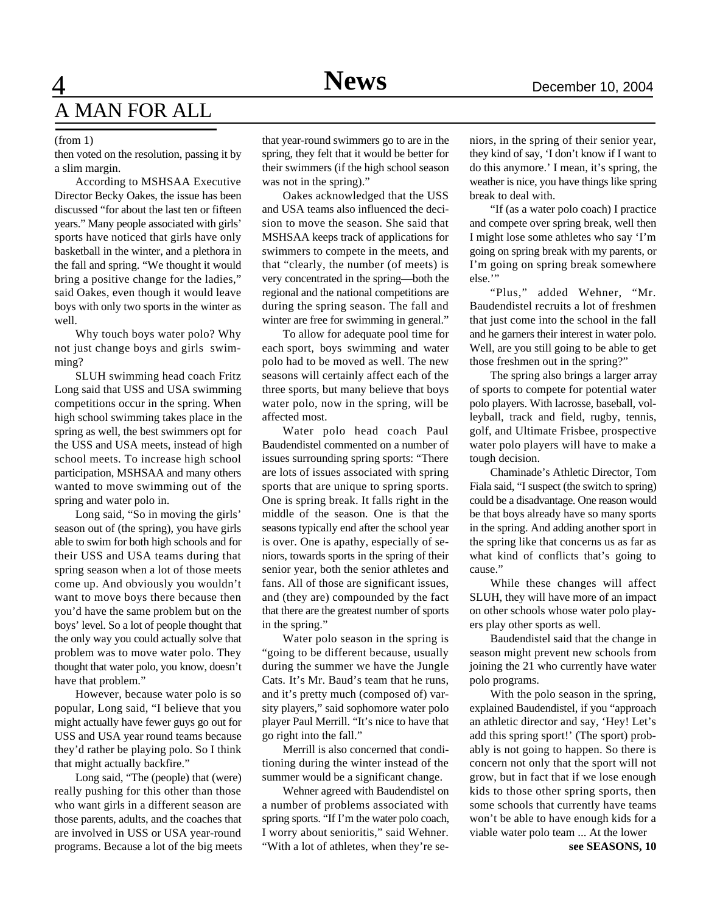# A MAN FOR ALL

(from 1)

then voted on the resolution, passing it by a slim margin.

According to MSHSAA Executive Director Becky Oakes, the issue has been discussed "for about the last ten or fifteen years." Many people associated with girls' sports have noticed that girls have only basketball in the winter, and a plethora in the fall and spring. "We thought it would bring a positive change for the ladies," said Oakes, even though it would leave boys with only two sports in the winter as well.

Why touch boys water polo? Why not just change boys and girls swimming?

SLUH swimming head coach Fritz Long said that USS and USA swimming competitions occur in the spring. When high school swimming takes place in the spring as well, the best swimmers opt for the USS and USA meets, instead of high school meets. To increase high school participation, MSHSAA and many others wanted to move swimming out of the spring and water polo in.

Long said, "So in moving the girls' season out of (the spring), you have girls able to swim for both high schools and for their USS and USA teams during that spring season when a lot of those meets come up. And obviously you wouldn't want to move boys there because then you'd have the same problem but on the boys' level. So a lot of people thought that the only way you could actually solve that problem was to move water polo. They thought that water polo, you know, doesn't have that problem."

However, because water polo is so popular, Long said, "I believe that you might actually have fewer guys go out for USS and USA year round teams because they'd rather be playing polo. So I think that might actually backfire."

Long said, "The (people) that (were) really pushing for this other than those who want girls in a different season are those parents, adults, and the coaches that are involved in USS or USA year-round programs. Because a lot of the big meets that year-round swimmers go to are in the spring, they felt that it would be better for their swimmers (if the high school season was not in the spring)."

Oakes acknowledged that the USS and USA teams also influenced the decision to move the season. She said that MSHSAA keeps track of applications for swimmers to compete in the meets, and that "clearly, the number (of meets) is very concentrated in the spring—both the regional and the national competitions are during the spring season. The fall and winter are free for swimming in general."

To allow for adequate pool time for each sport, boys swimming and water polo had to be moved as well. The new seasons will certainly affect each of the three sports, but many believe that boys water polo, now in the spring, will be affected most.

Water polo head coach Paul Baudendistel commented on a number of issues surrounding spring sports: "There are lots of issues associated with spring sports that are unique to spring sports. One is spring break. It falls right in the middle of the season. One is that the seasons typically end after the school year is over. One is apathy, especially of seniors, towards sports in the spring of their senior year, both the senior athletes and fans. All of those are significant issues, and (they are) compounded by the fact that there are the greatest number of sports in the spring."

Water polo season in the spring is "going to be different because, usually during the summer we have the Jungle Cats. It's Mr. Baud's team that he runs, and it's pretty much (composed of) varsity players," said sophomore water polo player Paul Merrill. "It's nice to have that go right into the fall."

Merrill is also concerned that conditioning during the winter instead of the summer would be a significant change.

Wehner agreed with Baudendistel on a number of problems associated with spring sports. "If I'm the water polo coach, I worry about senioritis," said Wehner. "With a lot of athletes, when they're seniors, in the spring of their senior year, they kind of say, 'I don't know if I want to do this anymore.' I mean, it's spring, the weather is nice, you have things like spring break to deal with.

"If (as a water polo coach) I practice and compete over spring break, well then I might lose some athletes who say 'I'm going on spring break with my parents, or I'm going on spring break somewhere else.'"

"Plus," added Wehner, "Mr. Baudendistel recruits a lot of freshmen that just come into the school in the fall and he garners their interest in water polo. Well, are you still going to be able to get those freshmen out in the spring?"

The spring also brings a larger array of sports to compete for potential water polo players. With lacrosse, baseball, volleyball, track and field, rugby, tennis, golf, and Ultimate Frisbee, prospective water polo players will have to make a tough decision.

Chaminade's Athletic Director, Tom Fiala said, "I suspect (the switch to spring) could be a disadvantage. One reason would be that boys already have so many sports in the spring. And adding another sport in the spring like that concerns us as far as what kind of conflicts that's going to cause."

While these changes will affect SLUH, they will have more of an impact on other schools whose water polo players play other sports as well.

Baudendistel said that the change in season might prevent new schools from joining the 21 who currently have water polo programs.

With the polo season in the spring, explained Baudendistel, if you "approach an athletic director and say, 'Hey! Let's add this spring sport!' (The sport) probably is not going to happen. So there is concern not only that the sport will not grow, but in fact that if we lose enough kids to those other spring sports, then some schools that currently have teams won't be able to have enough kids for a viable water polo team ... At the lower

**see SEASONS, 10**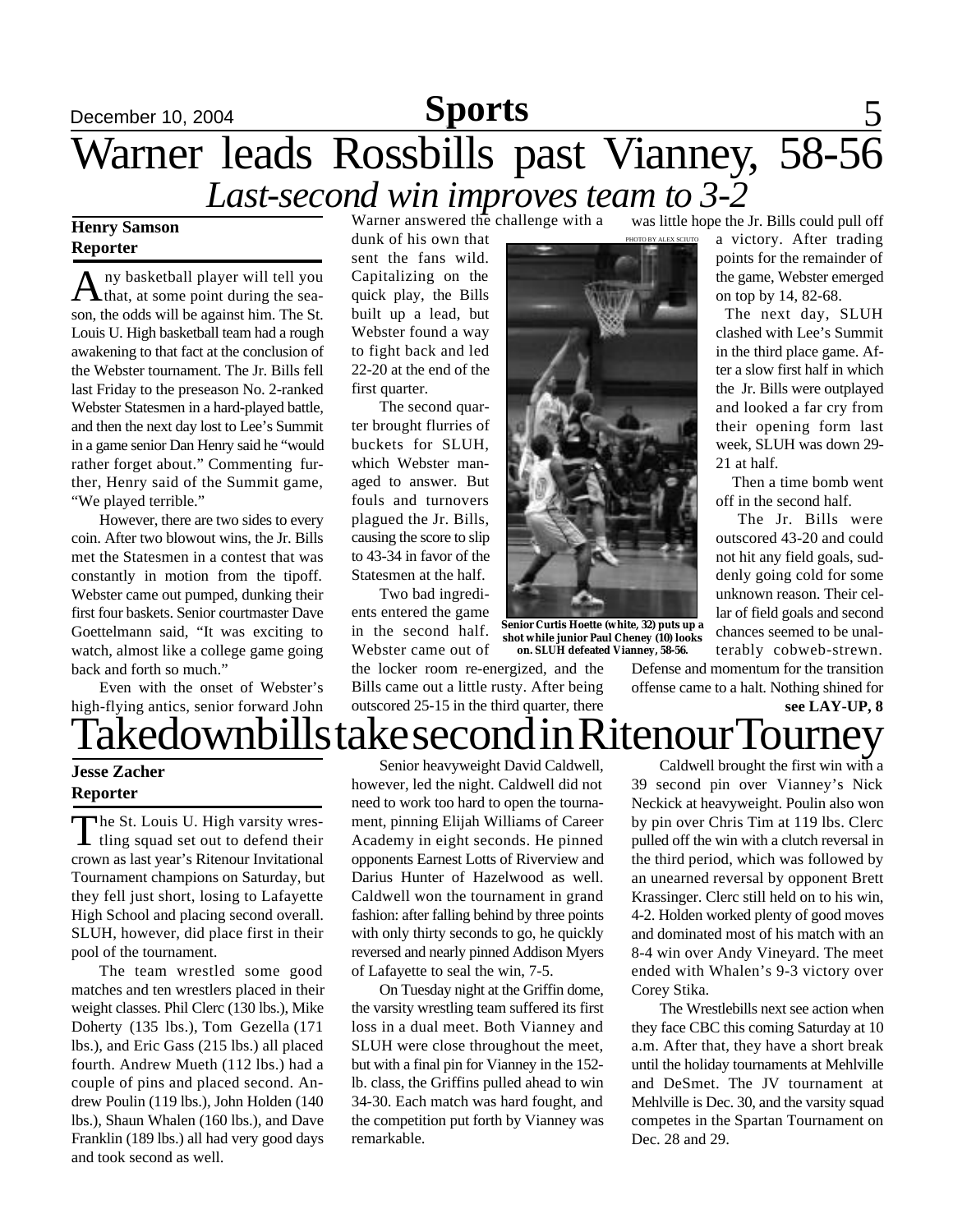# Warner leads Rossbills past Vianney, 58-56

## *Last-second win improves team to 3-2*

**Henry Samson**
**Reporter**

Any basketball player will tell you that, at some point during the season, the odds will be against him. The St. Louis U. High basketball team had a rough awakening to that fact at the conclusion of the Webster tournament. The Jr. Bills fell last Friday to the preseason No. 2-ranked Webster Statesmen in a hard-played battle, and then the next day lost to Lee's Summit in a game senior Dan Henry said he "would rather forget about." Commenting further, Henry said of the Summit game, "We played terrible."

However, there are two sides to every coin. After two blowout wins, the Jr. Bills met the Statesmen in a contest that was constantly in motion from the tipoff. Webster came out pumped, dunking their first four baskets. Senior courtmaster Dave Goettelmann said, "It was exciting to watch, almost like a college game going back and forth so much."

Even with the onset of Webster's high-flying antics, senior forward John Warner answered the challenge with a dunk of his own that sent the fans wild. Capitalizing on the quick play, the Bills built up a lead, but Webster found a way to fight back and led 22-20 at the end of the first quarter.

The second quarter brought flurries of buckets for SLUH, which Webster managed to answer. But fouls and turnovers plagued the Jr. Bills, causing the score to slip to 43-34 in favor of the Statesmen at the half.

Two bad ingredients entered the game in the second half. Webster came out of the locker room re-energized, and the Bills came out a little rusty. After being outscored 25-15 in the third quarter, there was little hope the Jr. Bills could pull off a victory. After trading points for the remainder of the game, Webster emerged on top by 14, 82-68.

PHOTO BY ALEX SCIUTO

Senior Curtis Hoette (white, 32) puts up a shot while junior Paul Cheney (10) looks on. SLUH defeated Vianney, 58-56.

The next day, SLUH clashed with Lee's Summit in the third place game. After a slow first half in which the Jr. Bills were outplayed and looked a far cry from their opening form last week, SLUH was down 29-21 at half.

Then a time bomb went off in the second half.

The Jr. Bills were outscored 43-20 and could not hit any field goals, suddenly going cold for some unknown reason. Their cellar of field goals and second chances seemed to be unalterably cobweb-strewn. Defense and momentum for the transition offense came to a halt. Nothing shined for

**see LAY-UP, 8**

# Takedownbills take second in Ritenour Tourney

**Jesse Zacher**
**Reporter**

The St. Louis U. High varsity wrestling squad set out to defend their crown as last year's Ritenour Invitational Tournament champions on Saturday, but they fell just short, losing to Lafayette High School and placing second overall. SLUH, however, did place first in their pool of the tournament.

The team wrestled some good matches and ten wrestlers placed in their weight classes. Phil Clerc (130 lbs.), Mike Doherty (135 lbs.), Tom Gezella (171 lbs.), and Eric Gass (215 lbs.) all placed fourth. Andrew Mueth (112 lbs.) had a couple of pins and placed second. Andrew Poulin (119 lbs.), John Holden (140 lbs.), Shaun Whalen (160 lbs.), and Dave Franklin (189 lbs.) all had very good days and took second as well.

Senior heavyweight David Caldwell, however, led the night. Caldwell did not need to work too hard to open the tournament, pinning Elijah Williams of Career Academy in eight seconds. He pinned opponents Earnest Lotts of Riverview and Darius Hunter of Hazelwood as well. Caldwell won the tournament in grand fashion: after falling behind by three points with only thirty seconds to go, he quickly reversed and nearly pinned Addison Myers of Lafayette to seal the win, 7-5.

On Tuesday night at the Griffin dome, the varsity wrestling team suffered its first loss in a dual meet. Both Vianney and SLUH were close throughout the meet, but with a final pin for Vianney in the 152-lb. class, the Griffins pulled ahead to win 34-30. Each match was hard fought, and the competition put forth by Vianney was remarkable.

Caldwell brought the first win with a 39 second pin over Vianney's Nick Neckick at heavyweight. Poulin also won by pin over Chris Tim at 119 lbs. Clerc pulled off the win with a clutch reversal in the third period, which was followed by an unearned reversal by opponent Brett Krassinger. Clerc still held on to his win, 4-2. Holden worked plenty of good moves and dominated most of his match with an 8-4 win over Andy Vineyard. The meet ended with Whalen's 9-3 victory over Corey Stika.

The Wrestlebills next see action when they face CBC this coming Saturday at 10 a.m. After that, they have a short break until the holiday tournaments at Mehlville and DeSmet. The JV tournament at Mehlville is Dec. 30, and the varsity squad competes in the Spartan Tournament on Dec. 28 and 29.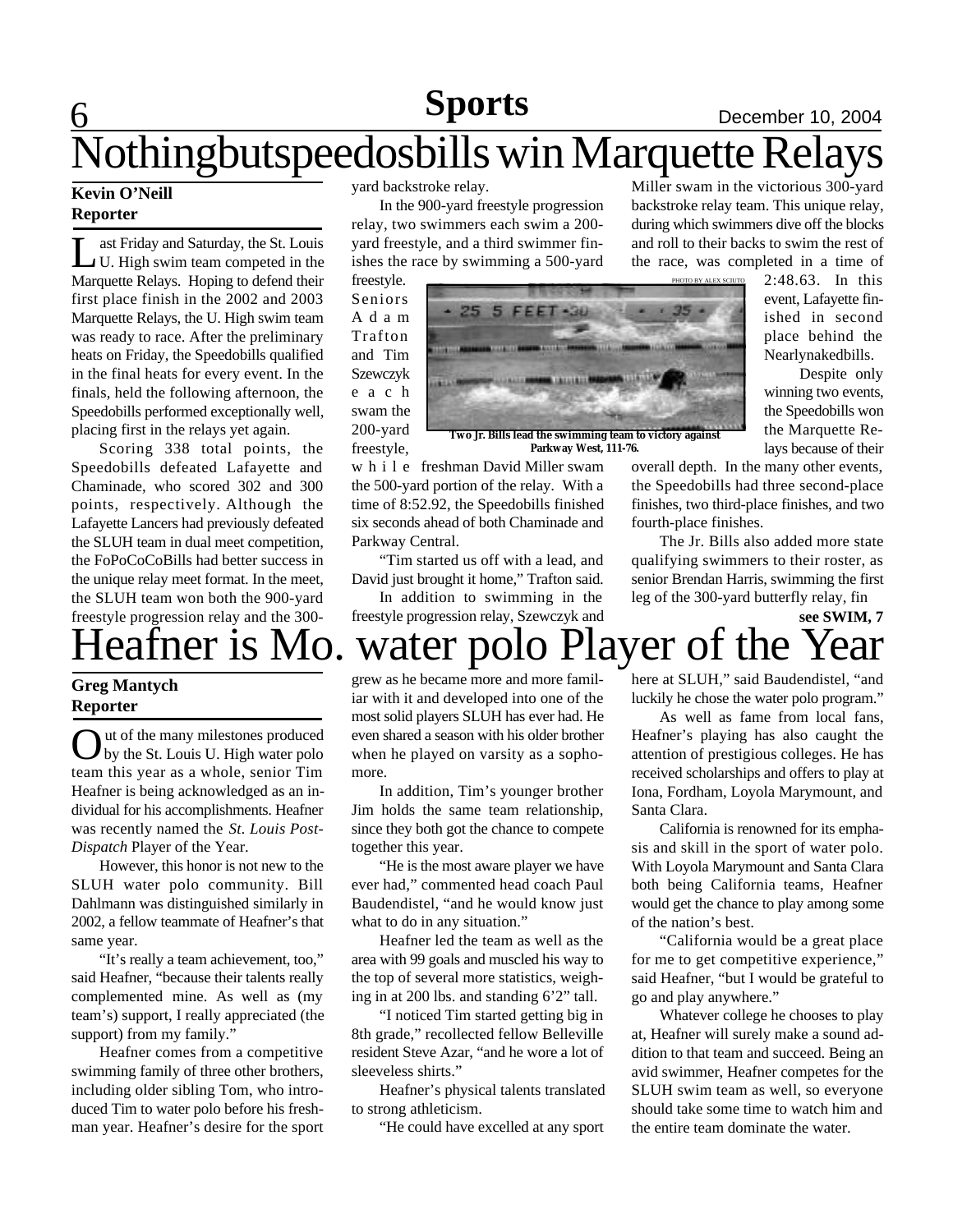# Nothingbutspeedosbills win Marquette Relays

**Kevin O'Neill**
**Reporter**

Last Friday and Saturday, the St. Louis U. High swim team competed in the Marquette Relays. Hoping to defend their first place finish in the 2002 and 2003 Marquette Relays, the U. High swim team was ready to race. After the preliminary heats on Friday, the Speedobills qualified in the final heats for every event. In the finals, held the following afternoon, the Speedobills performed exceptionally well, placing first in the relays yet again.

Scoring 338 total points, the Speedobills defeated Lafayette and Chaminade, who scored 302 and 300 points, respectively. Although the Lafayette Lancers had previously defeated the SLUH team in dual meet competition, the FoPoCoCoBills had better success in the unique relay meet format. In the meet, the SLUH team won both the 900-yard freestyle progression relay and the 300-yard backstroke relay.

In the 900-yard freestyle progression relay, two swimmers each swim a 200-yard freestyle, and a third swimmer finishes the race by swimming a 500-yard freestyle. Seniors Adam Trafton and Tim Szewczyk each swam the 200-yard freestyle, while freshman David Miller swam the 500-yard portion of the relay. With a time of 8:52.92, the Speedobills finished six seconds ahead of both Chaminade and Parkway Central.

PHOTO BY ALEX SCIUTO

Two Jr. Bills lead the swimming team to victory against Parkway West, 111-76.

"Tim started us off with a lead, and David just brought it home," Trafton said.

In addition to swimming in the freestyle progression relay, Szewczyk and Miller swam in the victorious 300-yard backstroke relay team. This unique relay, during which swimmers dive off the blocks and roll to their backs to swim the rest of the race, was completed in a time of 2:48.63. In this event, Lafayette finished in second place behind the Nearlynakedbills.

Despite only winning two events, the Speedobills won the Marquette Relays because of their overall depth. In the many other events, the Speedobills had three second-place finishes, two third-place finishes, and two fourth-place finishes.

The Jr. Bills also added more state qualifying swimmers to their roster, as senior Brendan Harris, swimming the first leg of the 300-yard butterfly relay, fin

**see SWIM, 7**

# Heafner is Mo. water polo Player of the Year

**Greg Mantych**
**Reporter**

Out of the many milestones produced by the St. Louis U. High water polo team this year as a whole, senior Tim Heafner is being acknowledged as an individual for his accomplishments. Heafner was recently named the *St. Louis Post-Dispatch* Player of the Year.

However, this honor is not new to the SLUH water polo community. Bill Dahlmann was distinguished similarly in 2002, a fellow teammate of Heafner's that same year.

"It's really a team achievement, too," said Heafner, "because their talents really complemented mine. As well as (my team's) support, I really appreciated (the support) from my family."

Heafner comes from a competitive swimming family of three other brothers, including older sibling Tom, who introduced Tim to water polo before his freshman year. Heafner's desire for the sport grew as he became more and more familiar with it and developed into one of the most solid players SLUH has ever had. He even shared a season with his older brother when he played on varsity as a sophomore.

In addition, Tim's younger brother Jim holds the same team relationship, since they both got the chance to compete together this year.

"He is the most aware player we have ever had," commented head coach Paul Baudendistel, "and he would know just what to do in any situation."

Heafner led the team as well as the area with 99 goals and muscled his way to the top of several more statistics, weighing in at 200 lbs. and standing 6'2" tall.

"I noticed Tim started getting big in 8th grade," recollected fellow Belleville resident Steve Azar, "and he wore a lot of sleeveless shirts."

Heafner's physical talents translated to strong athleticism.

"He could have excelled at any sport here at SLUH," said Baudendistel, "and luckily he chose the water polo program."

As well as fame from local fans, Heafner's playing has also caught the attention of prestigious colleges. He has received scholarships and offers to play at Iona, Fordham, Loyola Marymount, and Santa Clara.

California is renowned for its emphasis and skill in the sport of water polo. With Loyola Marymount and Santa Clara both being California teams, Heafner would get the chance to play among some of the nation's best.

"California would be a great place for me to get competitive experience," said Heafner, "but I would be grateful to go and play anywhere."

Whatever college he chooses to play at, Heafner will surely make a sound addition to that team and succeed. Being an avid swimmer, Heafner competes for the SLUH swim team as well, so everyone should take some time to watch him and the entire team dominate the water.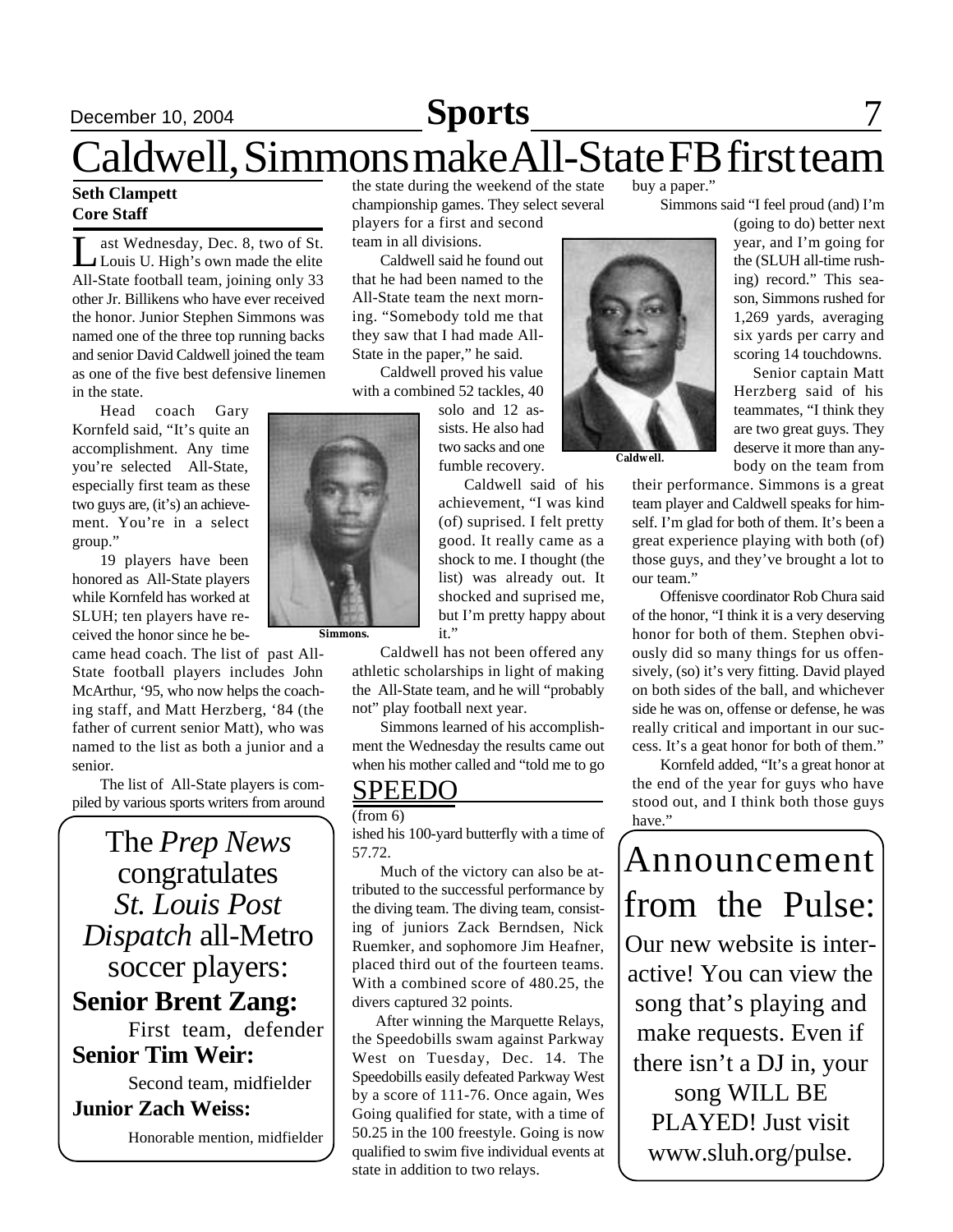# Caldwell, Simmons make All-State FB first team

**Seth Clampett**
**Core Staff**

Last Wednesday, Dec. 8, two of St. Louis U. High's own made the elite All-State football team, joining only 33 other Jr. Billikens who have ever received the honor. Junior Stephen Simmons was named one of the three top running backs and senior David Caldwell joined the team as one of the five best defensive linemen in the state.

Head coach Gary Kornfeld said, "It's quite an accomplishment. Any time you're selected All-State, especially first team as these two guys are, (it's) an achievement. You're in a select group."

19 players have been honored as All-State players while Kornfeld has worked at SLUH; ten players have received the honor since he became head coach. The list of past All-State football players includes John McArthur, '95, who now helps the coaching staff, and Matt Herzberg, '84 (the father of current senior Matt), who was named to the list as both a junior and a senior.

Simmons.

The list of All-State players is compiled by various sports writers from around the state during the weekend of the state championship games. They select several players for a first and second team in all divisions.

Caldwell said he found out that he had been named to the All-State team the next morning. "Somebody told me that they saw that I had made All-State in the paper," he said.

Caldwell proved his value with a combined 52 tackles, 40 solo and 12 assists. He also had two sacks and one fumble recovery.

Caldwell said of his achievement, "I was kind (of) suprised. I felt pretty good. It really came as a shock to me. I thought (the list) was already out. It shocked and suprised me, but I'm pretty happy about it."

Caldwell has not been offered any athletic scholarships in light of making the All-State team, and he will "probably not" play football next year.

Simmons learned of his accomplishment the Wednesday the results came out when his mother called and "told me to go buy a paper."

Caldwell.

Simmons said "I feel proud (and) I'm (going to do) better next year, and I'm going for the (SLUH all-time rushing) record." This season, Simmons rushed for 1,269 yards, averaging six yards per carry and scoring 14 touchdowns.

Senior captain Matt Herzberg said of his teammates, "I think they are two great guys. They deserve it more than anybody on the team from their performance. Simmons is a great team player and Caldwell speaks for himself. I'm glad for both of them. It's been a great experience playing with both (of) those guys, and they've brought a lot to our team."

Offenisve coordinator Rob Chura said of the honor, "I think it is a very deserving honor for both of them. Stephen obviously did so many things for us offensively, (so) it's very fitting. David played on both sides of the ball, and whichever side he was on, offense or defense, he was really critical and important in our success. It's a geat honor for both of them."

Kornfeld added, "It's a great honor at the end of the year for guys who have stood out, and I think both those guys have."

## SPEEDO

(from 6)

ished his 100-yard butterfly with a time of 57.72.

Much of the victory can also be attributed to the successful performance by the diving team. The diving team, consisting of juniors Zack Berndsen, Nick Ruemker, and sophomore Jim Heafner, placed third out of the fourteen teams. With a combined score of 480.25, the divers captured 32 points.

After winning the Marquette Relays, the Speedobills swam against Parkway West on Tuesday, Dec. 14. The Speedobills easily defeated Parkway West by a score of 111-76. Once again, Wes Going qualified for state, with a time of 50.25 in the 100 freestyle. Going is now qualified to swim five individual events at state in addition to two relays.

---

The *Prep News* congratulates *St. Louis Post Dispatch* all-Metro soccer players:

**Senior Brent Zang:**
First team, defender

**Senior Tim Weir:**
Second team, midfielder

**Junior Zach Weiss:**
Honorable mention, midfielder

---

## Announcement from the Pulse:

Our new website is interactive! You can view the song that's playing and make requests. Even if there isn't a DJ in, your song WILL BE PLAYED! Just visit www.sluh.org/pulse.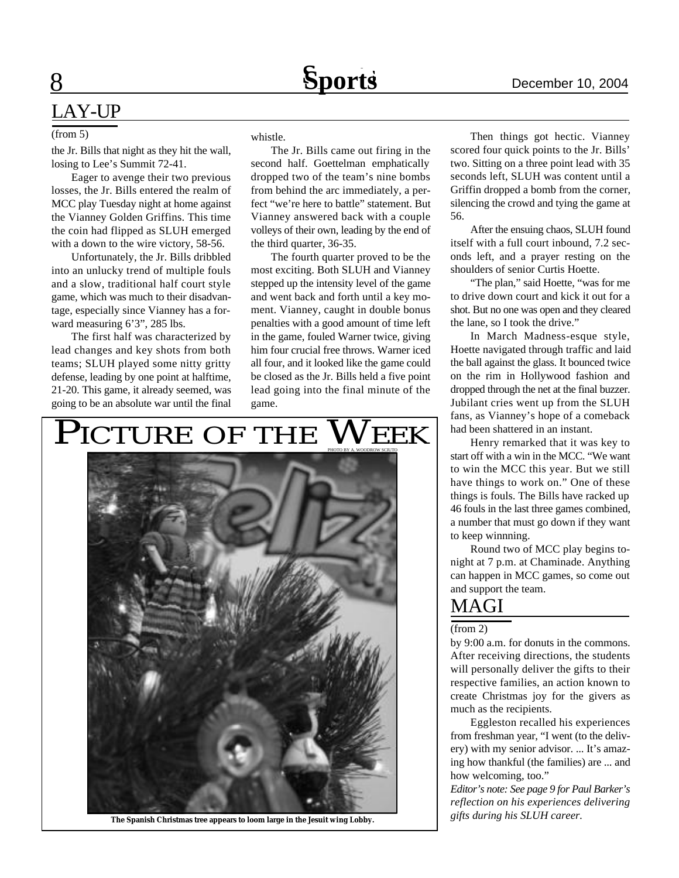## LAY-UP

(from 5)

the Jr. Bills that night as they hit the wall, losing to Lee's Summit 72-41.

Eager to avenge their two previous losses, the Jr. Bills entered the realm of MCC play Tuesday night at home against the Vianney Golden Griffins. This time the coin had flipped as SLUH emerged with a down to the wire victory, 58-56.

Unfortunately, the Jr. Bills dribbled into an unlucky trend of multiple fouls and a slow, traditional half court style game, which was much to their disadvantage, especially since Vianney has a forward measuring 6'3", 285 lbs.

The first half was characterized by lead changes and key shots from both teams; SLUH played some nitty gritty defense, leading by one point at halftime, 21-20. This game, it already seemed, was going to be an absolute war until the final whistle.

The Jr. Bills came out firing in the second half. Goettelman emphatically dropped two of the team's nine bombs from behind the arc immediately, a perfect "we're here to battle" statement. But Vianney answered back with a couple volleys of their own, leading by the end of the third quarter, 36-35.

The fourth quarter proved to be the most exciting. Both SLUH and Vianney stepped up the intensity level of the game and went back and forth until a key moment. Vianney, caught in double bonus penalties with a good amount of time left in the game, fouled Warner twice, giving him four crucial free throws. Warner iced all four, and it looked like the game could be closed as the Jr. Bills held a five point lead going into the final minute of the game.

Then things got hectic. Vianney scored four quick points to the Jr. Bills' two. Sitting on a three point lead with 35 seconds left, SLUH was content until a Griffin dropped a bomb from the corner, silencing the crowd and tying the game at 56.

After the ensuing chaos, SLUH found itself with a full court inbound, 7.2 seconds left, and a prayer resting on the shoulders of senior Curtis Hoette.

"The plan," said Hoette, "was for me to drive down court and kick it out for a shot. But no one was open and they cleared the lane, so I took the drive."

In March Madness-esque style, Hoette navigated through traffic and laid the ball against the glass. It bounced twice on the rim in Hollywood fashion and dropped through the net at the final buzzer. Jubilant cries went up from the SLUH fans, as Vianney's hope of a comeback had been shattered in an instant.

Henry remarked that it was key to start off with a win in the MCC. "We want to win the MCC this year. But we still have things to work on." One of these things is fouls. The Bills have racked up 46 fouls in the last three games combined, a number that must go down if they want to keep winnning.

Round two of MCC play begins tonight at 7 p.m. at Chaminade. Anything can happen in MCC games, so come out and support the team.

## PICTURE OF THE WEEK

PHOTO BY A. WOODROW SCIUTO

**The Spanish Christmas tree appears to loom large in the Jesuit wing Lobby.**

## MAGI

(from 2)

by 9:00 a.m. for donuts in the commons. After receiving directions, the students will personally deliver the gifts to their respective families, an action known to create Christmas joy for the givers as much as the recipients.

Eggleston recalled his experiences from freshman year, "I went (to the delivery) with my senior advisor. ... It's amazing how thankful (the families) are ... and how welcoming, too."

*Editor's note: See page 9 for Paul Barker's reflection on his experiences delivering gifts during his SLUH career.*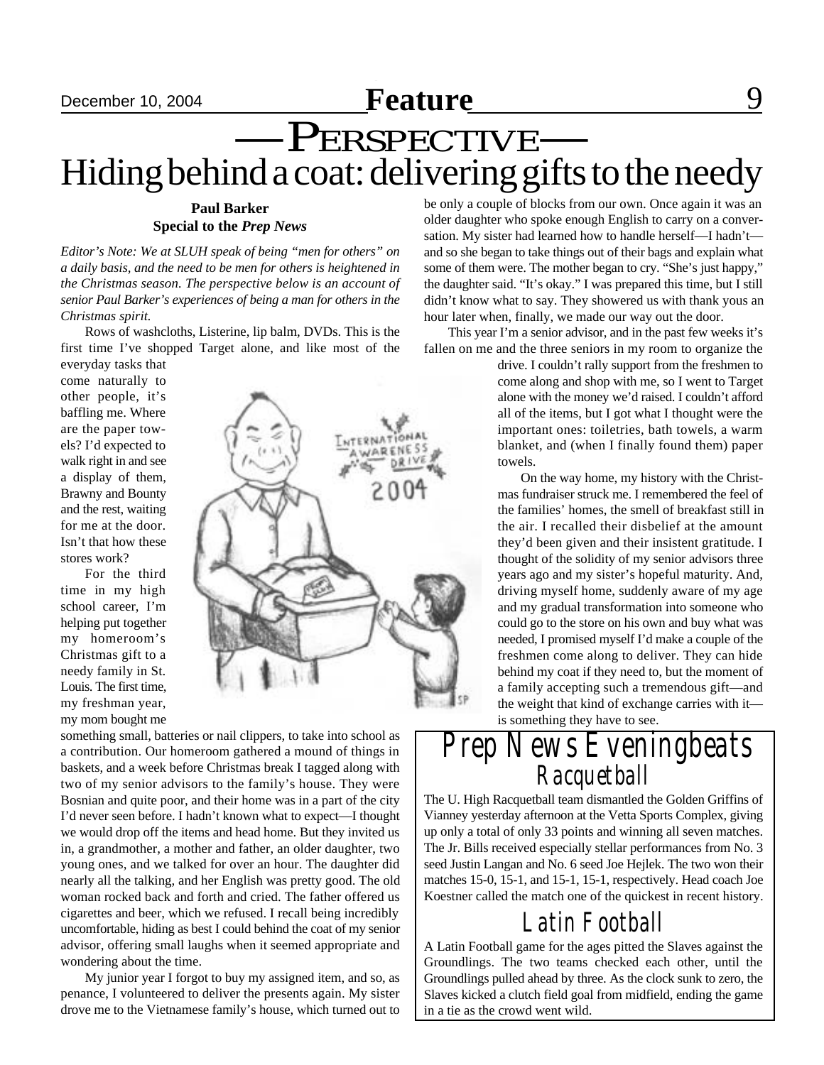# —PERSPECTIVE—

# Hiding behind a coat: delivering gifts to the needy

**Paul Barker**
**Special to the *Prep News***

*Editor's Note: We at SLUH speak of being "men for others" on a daily basis, and the need to be men for others is heightened in the Christmas season. The perspective below is an account of senior Paul Barker's experiences of being a man for others in the Christmas spirit.*

Rows of washcloths, Listerine, lip balm, DVDs. This is the first time I've shopped Target alone, and like most of the everyday tasks that come naturally to other people, it's baffling me. Where are the paper towels? I'd expected to walk right in and see a display of them, Brawny and Bounty and the rest, waiting for me at the door. Isn't that how these stores work?

For the third time in my high school career, I'm helping put together my homeroom's Christmas gift to a needy family in St. Louis. The first time, my freshman year, my mom bought me something small, batteries or nail clippers, to take into school as a contribution. Our homeroom gathered a mound of things in baskets, and a week before Christmas break I tagged along with two of my senior advisors to the family's house. They were Bosnian and quite poor, and their home was in a part of the city I'd never seen before. I hadn't known what to expect—I thought we would drop off the items and head home. But they invited us in, a grandmother, a mother and father, an older daughter, two young ones, and we talked for over an hour. The daughter did nearly all the talking, and her English was pretty good. The old woman rocked back and forth and cried. The father offered us cigarettes and beer, which we refused. I recall being incredibly uncomfortable, hiding as best I could behind the coat of my senior advisor, offering small laughs when it seemed appropriate and wondering about the time.

My junior year I forgot to buy my assigned item, and so, as penance, I volunteered to deliver the presents again. My sister drove me to the Vietnamese family's house, which turned out to be only a couple of blocks from our own. Once again it was an older daughter who spoke enough English to carry on a conversation. My sister had learned how to handle herself—I hadn't—and so she began to take things out of their bags and explain what some of them were. The mother began to cry. "She's just happy," the daughter said. "It's okay." I was prepared this time, but I still didn't know what to say. They showered us with thank yous an hour later when, finally, we made our way out the door.

This year I'm a senior advisor, and in the past few weeks it's fallen on me and the three seniors in my room to organize the drive. I couldn't rally support from the freshmen to come along and shop with me, so I went to Target alone with the money we'd raised. I couldn't afford all of the items, but I got what I thought were the important ones: toiletries, bath towels, a warm blanket, and (when I finally found them) paper towels.

On the way home, my history with the Christmas fundraiser struck me. I remembered the feel of the families' homes, the smell of breakfast still in the air. I recalled their disbelief at the amount they'd been given and their insistent gratitude. I thought of the solidity of my senior advisors three years ago and my sister's hopeful maturity. And, driving myself home, suddenly aware of my age and my gradual transformation into someone who could go to the store on his own and buy what was needed, I promised myself I'd make a couple of the freshmen come along to deliver. They can hide behind my coat if they need to, but the moment of a family accepting such a tremendous gift—and the weight that kind of exchange carries with it—is something they have to see.

# Prep News Eveningbeats

## Racquetball

The U. High Racquetball team dismantled the Golden Griffins of Vianney yesterday afternoon at the Vetta Sports Complex, giving up only a total of only 33 points and winning all seven matches. The Jr. Bills received especially stellar performances from No. 3 seed Justin Langan and No. 6 seed Joe Hejlek. The two won their matches 15-0, 15-1, and 15-1, 15-1, respectively. Head coach Joe Koestner called the match one of the quickest in recent history.

## Latin Football

A Latin Football game for the ages pitted the Slaves against the Groundlings. The two teams checked each other, until the Groundlings pulled ahead by three. As the clock sunk to zero, the Slaves kicked a clutch field goal from midfield, ending the game in a tie as the crowd went wild.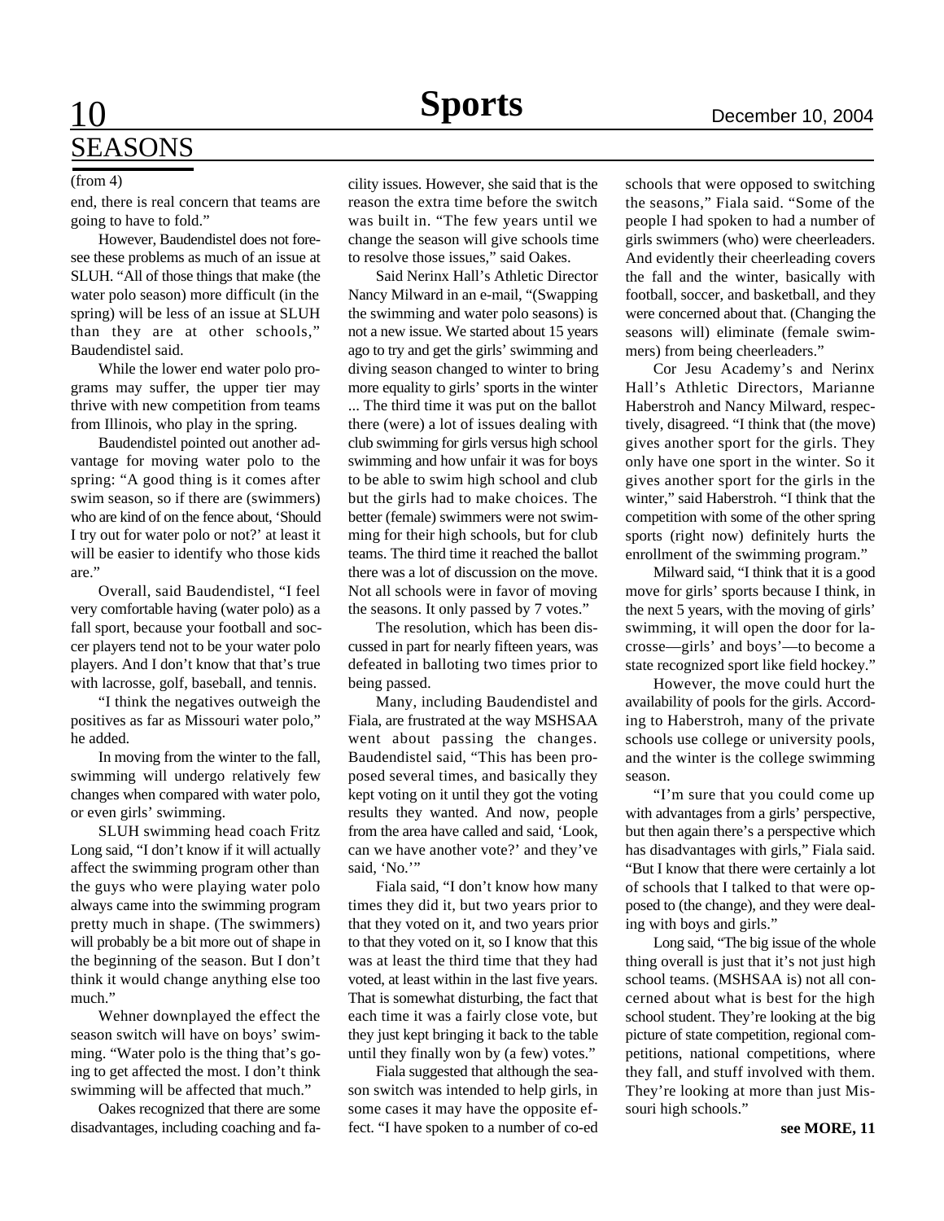# SEASONS

(from 4)

end, there is real concern that teams are going to have to fold."

However, Baudendistel does not foresee these problems as much of an issue at SLUH. "All of those things that make (the water polo season) more difficult (in the spring) will be less of an issue at SLUH than they are at other schools," Baudendistel said.

While the lower end water polo programs may suffer, the upper tier may thrive with new competition from teams from Illinois, who play in the spring.

Baudendistel pointed out another advantage for moving water polo to the spring: "A good thing is it comes after swim season, so if there are (swimmers) who are kind of on the fence about, 'Should I try out for water polo or not?' at least it will be easier to identify who those kids are."

Overall, said Baudendistel, "I feel very comfortable having (water polo) as a fall sport, because your football and soccer players tend not to be your water polo players. And I don't know that that's true with lacrosse, golf, baseball, and tennis.

"I think the negatives outweigh the positives as far as Missouri water polo," he added.

In moving from the winter to the fall, swimming will undergo relatively few changes when compared with water polo, or even girls' swimming.

SLUH swimming head coach Fritz Long said, "I don't know if it will actually affect the swimming program other than the guys who were playing water polo always came into the swimming program pretty much in shape. (The swimmers) will probably be a bit more out of shape in the beginning of the season. But I don't think it would change anything else too much."

Wehner downplayed the effect the season switch will have on boys' swimming. "Water polo is the thing that's going to get affected the most. I don't think swimming will be affected that much."

Oakes recognized that there are some disadvantages, including coaching and facility issues. However, she said that is the reason the extra time before the switch was built in. "The few years until we change the season will give schools time to resolve those issues," said Oakes.

Said Nerinx Hall's Athletic Director Nancy Milward in an e-mail, "(Swapping the swimming and water polo seasons) is not a new issue. We started about 15 years ago to try and get the girls' swimming and diving season changed to winter to bring more equality to girls' sports in the winter ... The third time it was put on the ballot there (were) a lot of issues dealing with club swimming for girls versus high school swimming and how unfair it was for boys to be able to swim high school and club but the girls had to make choices. The better (female) swimmers were not swimming for their high schools, but for club teams. The third time it reached the ballot there was a lot of discussion on the move. Not all schools were in favor of moving the seasons. It only passed by 7 votes."

The resolution, which has been discussed in part for nearly fifteen years, was defeated in balloting two times prior to being passed.

Many, including Baudendistel and Fiala, are frustrated at the way MSHSAA went about passing the changes. Baudendistel said, "This has been proposed several times, and basically they kept voting on it until they got the voting results they wanted. And now, people from the area have called and said, 'Look, can we have another vote?' and they've said, 'No.'"

Fiala said, "I don't know how many times they did it, but two years prior to that they voted on it, and two years prior to that they voted on it, so I know that this was at least the third time that they had voted, at least within in the last five years. That is somewhat disturbing, the fact that each time it was a fairly close vote, but they just kept bringing it back to the table until they finally won by (a few) votes."

Fiala suggested that although the season switch was intended to help girls, in some cases it may have the opposite effect. "I have spoken to a number of co-ed schools that were opposed to switching the seasons," Fiala said. "Some of the people I had spoken to had a number of girls swimmers (who) were cheerleaders. And evidently their cheerleading covers the fall and the winter, basically with football, soccer, and basketball, and they were concerned about that. (Changing the seasons will) eliminate (female swimmers) from being cheerleaders."

Cor Jesu Academy's and Nerinx Hall's Athletic Directors, Marianne Haberstroh and Nancy Milward, respectively, disagreed. "I think that (the move) gives another sport for the girls. They only have one sport in the winter. So it gives another sport for the girls in the winter," said Haberstroh. "I think that the competition with some of the other spring sports (right now) definitely hurts the enrollment of the swimming program."

Milward said, "I think that it is a good move for girls' sports because I think, in the next 5 years, with the moving of girls' swimming, it will open the door for lacrosse—girls' and boys'—to become a state recognized sport like field hockey."

However, the move could hurt the availability of pools for the girls. According to Haberstroh, many of the private schools use college or university pools, and the winter is the college swimming season.

"I'm sure that you could come up with advantages from a girls' perspective, but then again there's a perspective which has disadvantages with girls," Fiala said. "But I know that there were certainly a lot of schools that I talked to that were opposed to (the change), and they were dealing with boys and girls."

Long said, "The big issue of the whole thing overall is just that it's not just high school teams. (MSHSAA is) not all concerned about what is best for the high school student. They're looking at the big picture of state competition, regional competitions, national competitions, where they fall, and stuff involved with them. They're looking at more than just Missouri high schools."

**see MORE, 11**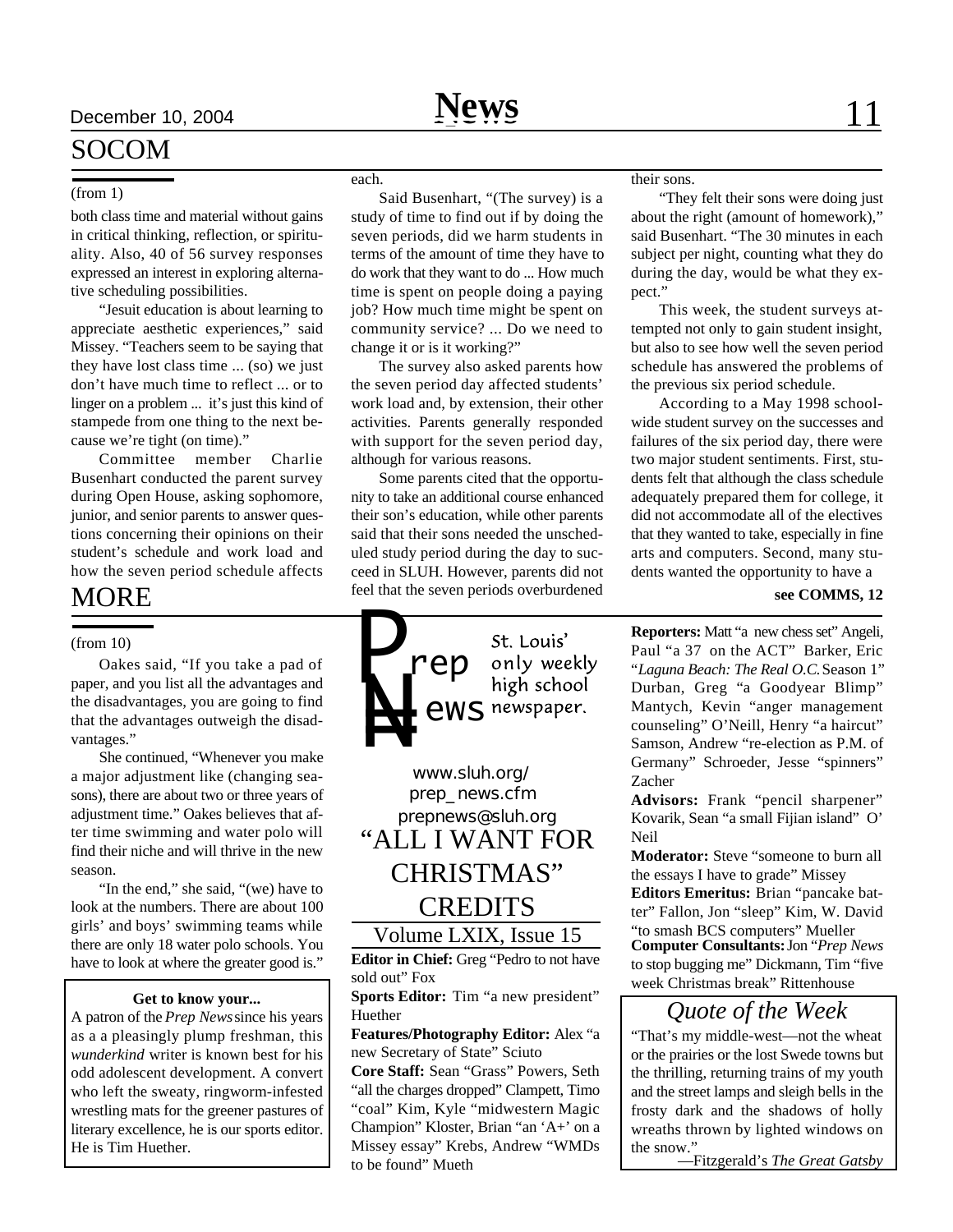## SOCOM

(from 1)

both class time and material without gains in critical thinking, reflection, or spirituality. Also, 40 of 56 survey responses expressed an interest in exploring alternative scheduling possibilities.

"Jesuit education is about learning to appreciate aesthetic experiences," said Missey. "Teachers seem to be saying that they have lost class time ... (so) we just don't have much time to reflect ... or to linger on a problem ... it's just this kind of stampede from one thing to the next because we're tight (on time)."

Committee member Charlie Busenhart conducted the parent survey during Open House, asking sophomore, junior, and senior parents to answer questions concerning their opinions on their student's schedule and work load and how the seven period schedule affects each.

Said Busenhart, "(The survey) is a study of time to find out if by doing the seven periods, did we harm students in terms of the amount of time they have to do work that they want to do ... How much time is spent on people doing a paying job? How much time might be spent on community service? ... Do we need to change it or is it working?"

The survey also asked parents how the seven period day affected students' work load and, by extension, their other activities. Parents generally responded with support for the seven period day, although for various reasons.

Some parents cited that the opportunity to take an additional course enhanced their son's education, while other parents said that their sons needed the unscheduled study period during the day to succeed in SLUH. However, parents did not feel that the seven periods overburdened their sons.

"They felt their sons were doing just about the right (amount of homework)," said Busenhart. "The 30 minutes in each subject per night, counting what they do during the day, would be what they expect."

This week, the student surveys attempted not only to gain student insight, but also to see how well the seven period schedule has answered the problems of the previous six period schedule.

According to a May 1998 school-wide student survey on the successes and failures of the six period day, there were two major student sentiments. First, students felt that although the class schedule adequately prepared them for college, it did not accommodate all of the electives that they wanted to take, especially in fine arts and computers. Second, many students wanted the opportunity to have a

**see COMMS, 12**

## MORE

(from 10)

Oakes said, "If you take a pad of paper, and you list all the advantages and the disadvantages, you are going to find that the advantages outweigh the disadvantages."

She continued, "Whenever you make a major adjustment like (changing seasons), there are about two or three years of adjustment time." Oakes believes that after time swimming and water polo will find their niche and will thrive in the new season.

"In the end," she said, "(we) have to look at the numbers. There are about 100 girls' and boys' swimming teams while there are only 18 water polo schools. You have to look at where the greater good is."

---

**Get to know your...**

A patron of the *Prep News* since his years as a a pleasingly plump freshman, this *wunderkind* writer is known best for his odd adolescent development. A convert who left the sweaty, ringworm-infested wrestling mats for the greener pastures of literary excellence, he is our sports editor. He is Tim Huether.

---

**Prep News**

St. Louis' only weekly high school newspaper.

www.sluh.org/prep_news.cfm

prepnews@sluh.org

## "ALL I WANT FOR CHRISTMAS" CREDITS

Volume LXIX, Issue 15

**Editor in Chief:** Greg "Pedro to not have sold out" Fox

**Sports Editor:** Tim "a new president" Huether

**Features/Photography Editor:** Alex "a new Secretary of State" Sciuto

**Core Staff:** Sean "Grass" Powers, Seth "all the charges dropped" Clampett, Timo "coal" Kim, Kyle "midwestern Magic Champion" Kloster, Brian "an 'A+' on a Missey essay" Krebs, Andrew "WMDs to be found" Mueth

**Reporters:** Matt "a new chess set" Angeli, Paul "a 37 on the ACT" Barker, Eric "*Laguna Beach: The Real O.C.* Season 1" Durban, Greg "a Goodyear Blimp" Mantych, Kevin "anger management counseling" O'Neill, Henry "a haircut" Samson, Andrew "re-election as P.M. of Germany" Schroeder, Jesse "spinners" Zacher

**Advisors:** Frank "pencil sharpener" Kovarik, Sean "a small Fijian island" O'Neil

**Moderator:** Steve "someone to burn all the essays I have to grade" Missey

**Editors Emeritus:** Brian "pancake batter" Fallon, Jon "sleep" Kim, W. David "to smash BCS computers" Mueller

**Computer Consultants:** Jon "*Prep News* to stop bugging me" Dickmann, Tim "five week Christmas break" Rittenhouse

---

### *Quote of the Week*

"That's my middle-west—not the wheat or the prairies or the lost Swede towns but the thrilling, returning trains of my youth and the street lamps and sleigh bells in the frosty dark and the shadows of holly wreaths thrown by lighted windows on the snow."

—Fitzgerald's *The Great Gatsby*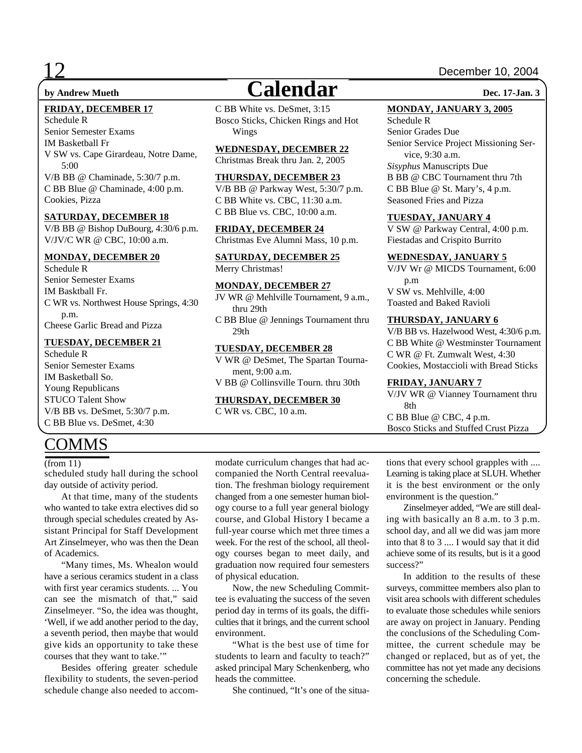# Calendar

**by Andrew Mueth** **Dec. 17-Jan. 3**

**FRIDAY, DECEMBER 17**
Schedule R
Senior Semester Exams
IM Basketball Fr
V SW vs. Cape Girardeau, Notre Dame, 5:00
V/B BB @ Chaminade, 5:30/7 p.m.
C BB Blue @ Chaminade, 4:00 p.m.
Cookies, Pizza

**SATURDAY, DECEMBER 18**
V/B BB @ Bishop DuBourg, 4:30/6 p.m.
V/JV/C WR @ CBC, 10:00 a.m.

**MONDAY, DECEMBER 20**
Schedule R
Senior Semester Exams
IM Basktball Fr.
C WR vs. Northwest House Springs, 4:30 p.m.
Cheese Garlic Bread and Pizza

**TUESDAY, DECEMBER 21**
Schedule R
Senior Semester Exams
IM Basketball So.
Young Republicans
STUCO Talent Show
V/B BB vs. DeSmet, 5:30/7 p.m.
C BB Blue vs. DeSmet, 4:30
C BB White vs. DeSmet, 3:15
Bosco Sticks, Chicken Rings and Hot Wings

**WEDNESDAY, DECEMBER 22**
Christmas Break thru Jan. 2, 2005

**THURSDAY, DECEMBER 23**
V/B BB @ Parkway West, 5:30/7 p.m.
C BB White vs. CBC, 11:30 a.m.
C BB Blue vs. CBC, 10:00 a.m.

**FRIDAY, DECEMBER 24**
Christmas Eve Alumni Mass, 10 p.m.

**SATURDAY, DECEMBER 25**
Merry Christmas!

**MONDAY, DECEMBER 27**
JV WR @ Mehlville Tournament, 9 a.m., thru 29th
C BB Blue @ Jennings Tournament thru 29th

**TUESDAY, DECEMBER 28**
V WR @ DeSmet, The Spartan Tournament, 9:00 a.m.
V BB @ Collinsville Tourn. thru 30th

**THURSDAY, DECEMBER 30**
C WR vs. CBC, 10 a.m.

**MONDAY, JANUARY 3, 2005**
Schedule R
Senior Grades Due
Senior Service Project Missioning Service, 9:30 a.m.
*Sisyphus* Manuscripts Due
B BB @ CBC Tournament thru 7th
C BB Blue @ St. Mary's, 4 p.m.
Seasoned Fries and Pizza

**TUESDAY, JANUARY 4**
V SW @ Parkway Central, 4:00 p.m.
Fiestadas and Crispito Burrito

**WEDNESDAY, JANUARY 5**
V/JV Wr @ MICDS Tournament, 6:00 p.m
V SW vs. Mehlville, 4:00
Toasted and Baked Ravioli

**THURSDAY, JANUARY 6**
V/B BB vs. Hazelwood West, 4:30/6 p.m.
C BB White @ Westminster Tournament
C WR @ Ft. Zumwalt West, 4:30
Cookies, Mostacciloi with Bread Sticks

**FRIDAY, JANUARY 7**
V/JV WR @ Vianney Tournament thru 8th
C BB Blue @ CBC, 4 p.m.
Bosco Sticks and Stuffed Crust Pizza

## COMMS

(from 11)

scheduled study hall during the school day outside of activity period.

At that time, many of the students who wanted to take extra electives did so through special schedules created by Assistant Principal for Staff Development Art Zinselmeyer, who was then the Dean of Academics.

"Many times, Ms. Whealon would have a serious ceramics student in a class with first year ceramics students. ... You can see the mismatch of that," said Zinselmeyer. "So, the idea was thought, 'Well, if we add another period to the day, a seventh period, then maybe that would give kids an opportunity to take these courses that they want to take.'"

Besides offering greater schedule flexibility to students, the seven-period schedule change also needed to accommodate curriculum changes that had accompanied the North Central reevaluation. The freshman biology requirement changed from a one semester human biology course to a full year general biology course, and Global History I became a full-year course which met three times a week. For the rest of the school, all theology courses began to meet daily, and graduation now required four semesters of physical education.

Now, the new Scheduling Committee is evaluating the success of the seven period day in terms of its goals, the difficulties that it brings, and the current school environment.

"What is the best use of time for students to learn and faculty to teach?" asked principal Mary Schenkenberg, who heads the committee.

She continued, "It's one of the situations that every school grapples with .... Learning is taking place at SLUH. Whether it is the best environment or the only environment is the question."

Zinselmeyer added, "We are still dealing with basically an 8 a.m. to 3 p.m. school day, and all we did was jam more into that 8 to 3 .... I would say that it did achieve some of its results, but is it a good success?"

In addition to the results of these surveys, committee members also plan to visit area schools with different schedules to evaluate those schedules while seniors are away on project in January. Pending the conclusions of the Scheduling Committee, the current schedule may be changed or replaced, but as of yet, the committee has not yet made any decisions concerning the schedule.